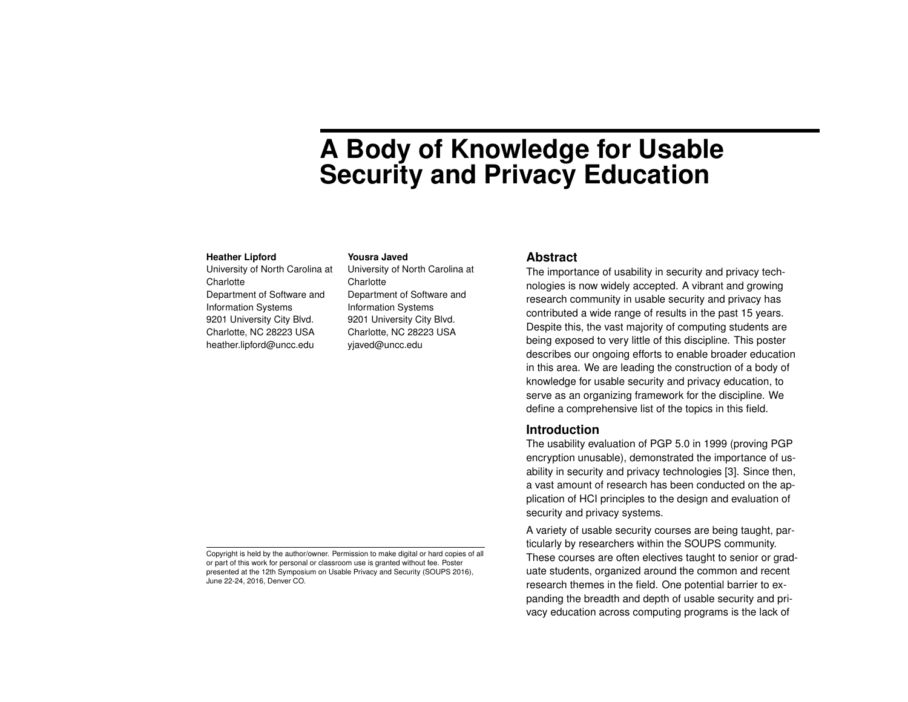# A Body of Knowledge for Usable Security and Privacy Education

**Heather Lipford**
University of North Carolina at Charlotte
Department of Software and Information Systems
9201 University City Blvd.
Charlotte, NC 28223 USA
heather.lipford@uncc.edu

**Yousra Javed**
University of North Carolina at Charlotte
Department of Software and Information Systems
9201 University City Blvd.
Charlotte, NC 28223 USA
yjaved@uncc.edu

Copyright is held by the author/owner. Permission to make digital or hard copies of all or part of this work for personal or classroom use is granted without fee. Poster presented at the 12th Symposium on Usable Privacy and Security (SOUPS 2016), June 22-24, 2016, Denver CO.

## Abstract

The importance of usability in security and privacy technologies is now widely accepted. A vibrant and growing research community in usable security and privacy has contributed a wide range of results in the past 15 years. Despite this, the vast majority of computing students are being exposed to very little of this discipline. This poster describes our ongoing efforts to enable broader education in this area. We are leading the construction of a body of knowledge for usable security and privacy education, to serve as an organizing framework for the discipline. We define a comprehensive list of the topics in this field.

## Introduction

The usability evaluation of PGP 5.0 in 1999 (proving PGP encryption unusable), demonstrated the importance of usability in security and privacy technologies [3]. Since then, a vast amount of research has been conducted on the application of HCI principles to the design and evaluation of security and privacy systems.

A variety of usable security courses are being taught, particularly by researchers within the SOUPS community. These courses are often electives taught to senior or graduate students, organized around the common and recent research themes in the field. One potential barrier to expanding the breadth and depth of usable security and privacy education across computing programs is the lack of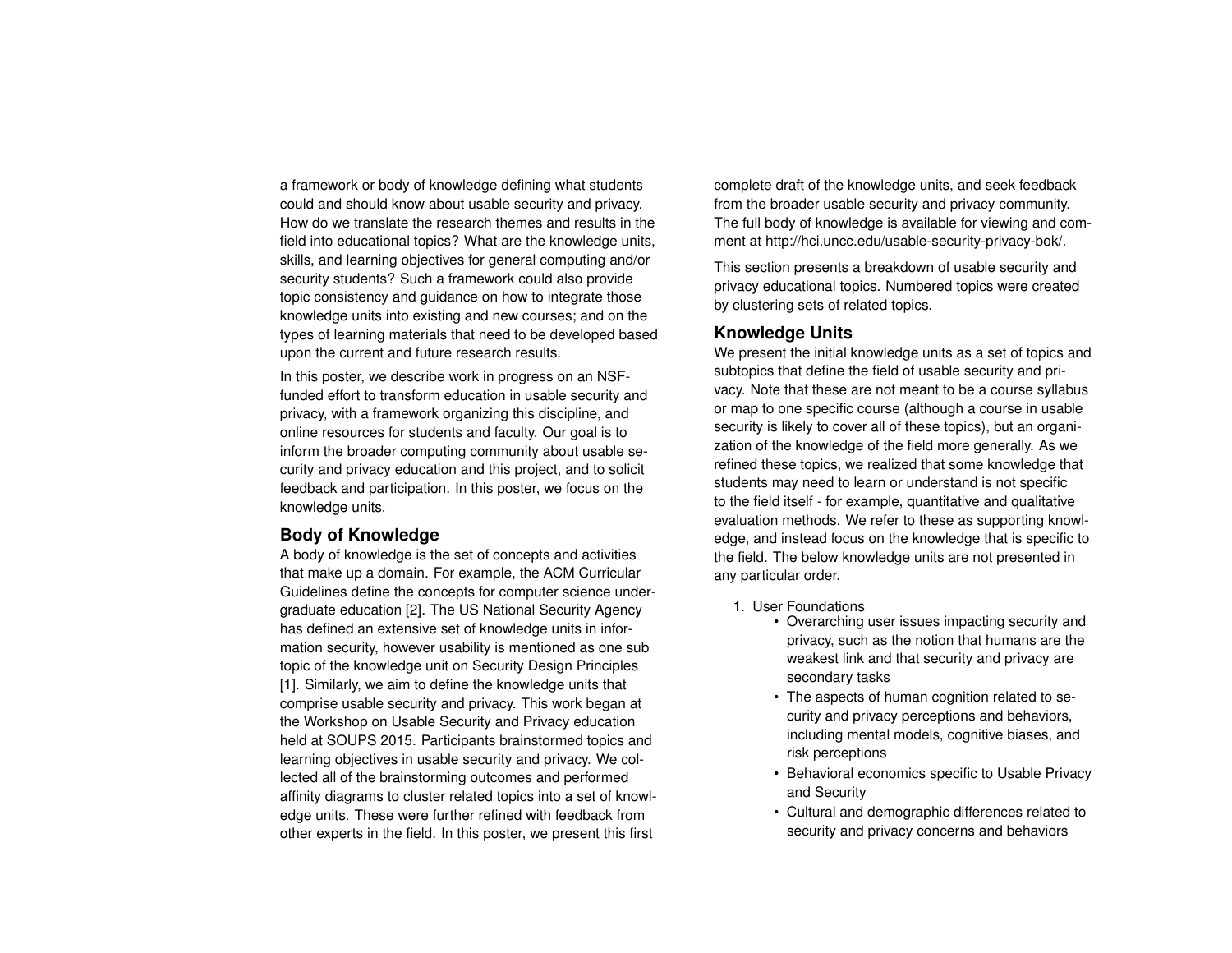a framework or body of knowledge defining what students could and should know about usable security and privacy. How do we translate the research themes and results in the field into educational topics? What are the knowledge units, skills, and learning objectives for general computing and/or security students? Such a framework could also provide topic consistency and guidance on how to integrate those knowledge units into existing and new courses; and on the types of learning materials that need to be developed based upon the current and future research results.

In this poster, we describe work in progress on an NSF-funded effort to transform education in usable security and privacy, with a framework organizing this discipline, and online resources for students and faculty. Our goal is to inform the broader computing community about usable security and privacy education and this project, and to solicit feedback and participation. In this poster, we focus on the knowledge units.

## Body of Knowledge

A body of knowledge is the set of concepts and activities that make up a domain. For example, the ACM Curricular Guidelines define the concepts for computer science undergraduate education [2]. The US National Security Agency has defined an extensive set of knowledge units in information security, however usability is mentioned as one sub topic of the knowledge unit on Security Design Principles [1]. Similarly, we aim to define the knowledge units that comprise usable security and privacy. This work began at the Workshop on Usable Security and Privacy education held at SOUPS 2015. Participants brainstormed topics and learning objectives in usable security and privacy. We collected all of the brainstorming outcomes and performed affinity diagrams to cluster related topics into a set of knowledge units. These were further refined with feedback from other experts in the field. In this poster, we present this first complete draft of the knowledge units, and seek feedback from the broader usable security and privacy community. The full body of knowledge is available for viewing and comment at http://hci.uncc.edu/usable-security-privacy-bok/.

This section presents a breakdown of usable security and privacy educational topics. Numbered topics were created by clustering sets of related topics.

## Knowledge Units

We present the initial knowledge units as a set of topics and subtopics that define the field of usable security and privacy. Note that these are not meant to be a course syllabus or map to one specific course (although a course in usable security is likely to cover all of these topics), but an organization of the knowledge of the field more generally. As we refined these topics, we realized that some knowledge that students may need to learn or understand is not specific to the field itself - for example, quantitative and qualitative evaluation methods. We refer to these as supporting knowledge, and instead focus on the knowledge that is specific to the field. The below knowledge units are not presented in any particular order.

1. User Foundations
   - Overarching user issues impacting security and privacy, such as the notion that humans are the weakest link and that security and privacy are secondary tasks
   - The aspects of human cognition related to security and privacy perceptions and behaviors, including mental models, cognitive biases, and risk perceptions
   - Behavioral economics specific to Usable Privacy and Security
   - Cultural and demographic differences related to security and privacy concerns and behaviors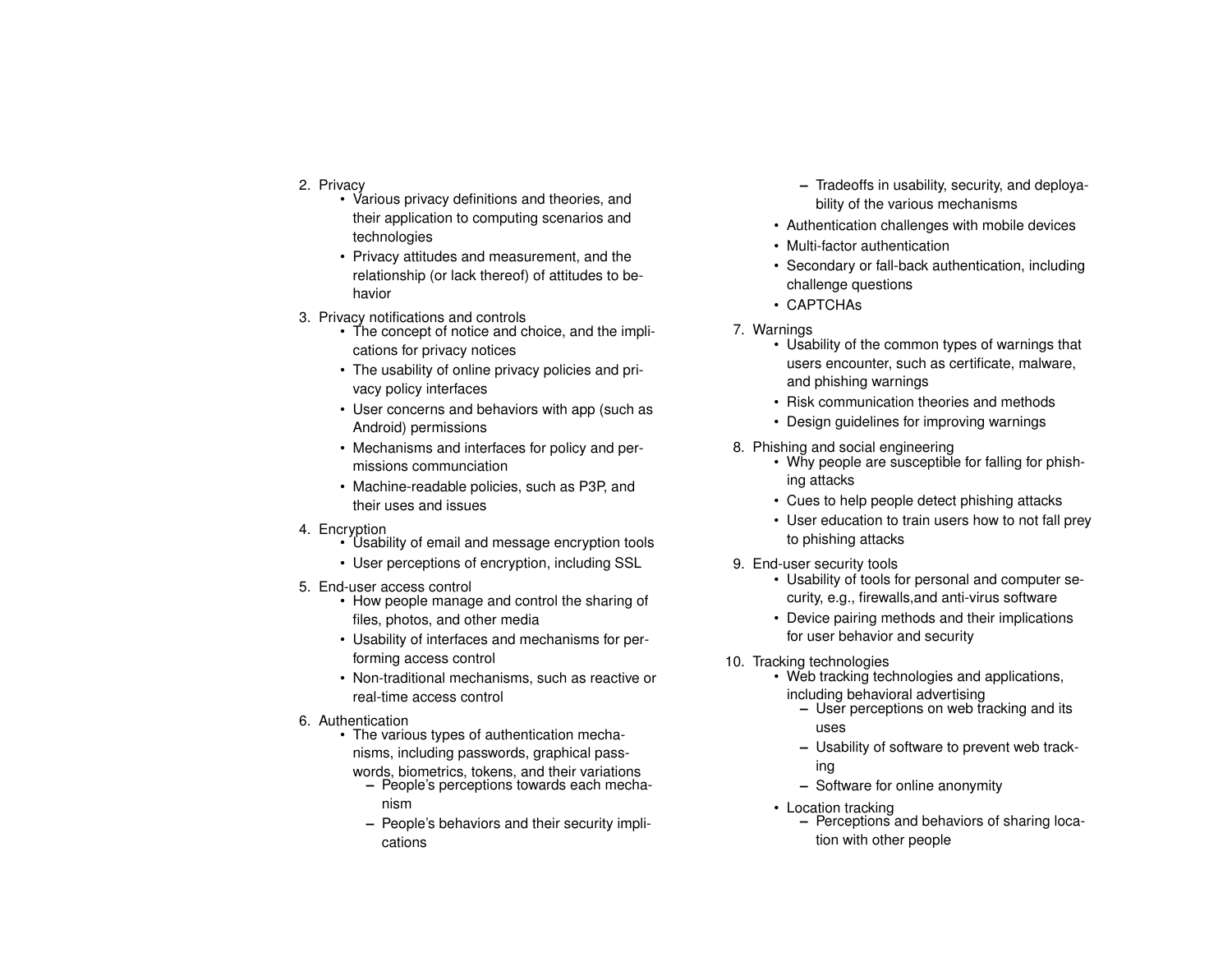2. Privacy
   - Various privacy definitions and theories, and their application to computing scenarios and technologies
   - Privacy attitudes and measurement, and the relationship (or lack thereof) of attitudes to behavior
3. Privacy notifications and controls
   - The concept of notice and choice, and the implications for privacy notices
   - The usability of online privacy policies and privacy policy interfaces
   - User concerns and behaviors with app (such as Android) permissions
   - Mechanisms and interfaces for policy and permissions communciation
   - Machine-readable policies, such as P3P, and their uses and issues
4. Encryption
   - Usability of email and message encryption tools
   - User perceptions of encryption, including SSL
5. End-user access control
   - How people manage and control the sharing of files, photos, and other media
   - Usability of interfaces and mechanisms for performing access control
   - Non-traditional mechanisms, such as reactive or real-time access control
6. Authentication
   - The various types of authentication mechanisms, including passwords, graphical passwords, biometrics, tokens, and their variations
     - People's perceptions towards each mechanism
     - People's behaviors and their security implications
     - Tradeoffs in usability, security, and deployability of the various mechanisms
   - Authentication challenges with mobile devices
   - Multi-factor authentication
   - Secondary or fall-back authentication, including challenge questions
   - CAPTCHAs
7. Warnings
   - Usability of the common types of warnings that users encounter, such as certificate, malware, and phishing warnings
   - Risk communication theories and methods
   - Design guidelines for improving warnings
8. Phishing and social engineering
   - Why people are susceptible for falling for phishing attacks
   - Cues to help people detect phishing attacks
   - User education to train users how to not fall prey to phishing attacks
9. End-user security tools
   - Usability of tools for personal and computer security, e.g., firewalls,and anti-virus software
   - Device pairing methods and their implications for user behavior and security
10. Tracking technologies
    - Web tracking technologies and applications, including behavioral advertising
      - User perceptions on web tracking and its uses
      - Usability of software to prevent web tracking
      - Software for online anonymity
    - Location tracking
      - Perceptions and behaviors of sharing location with other people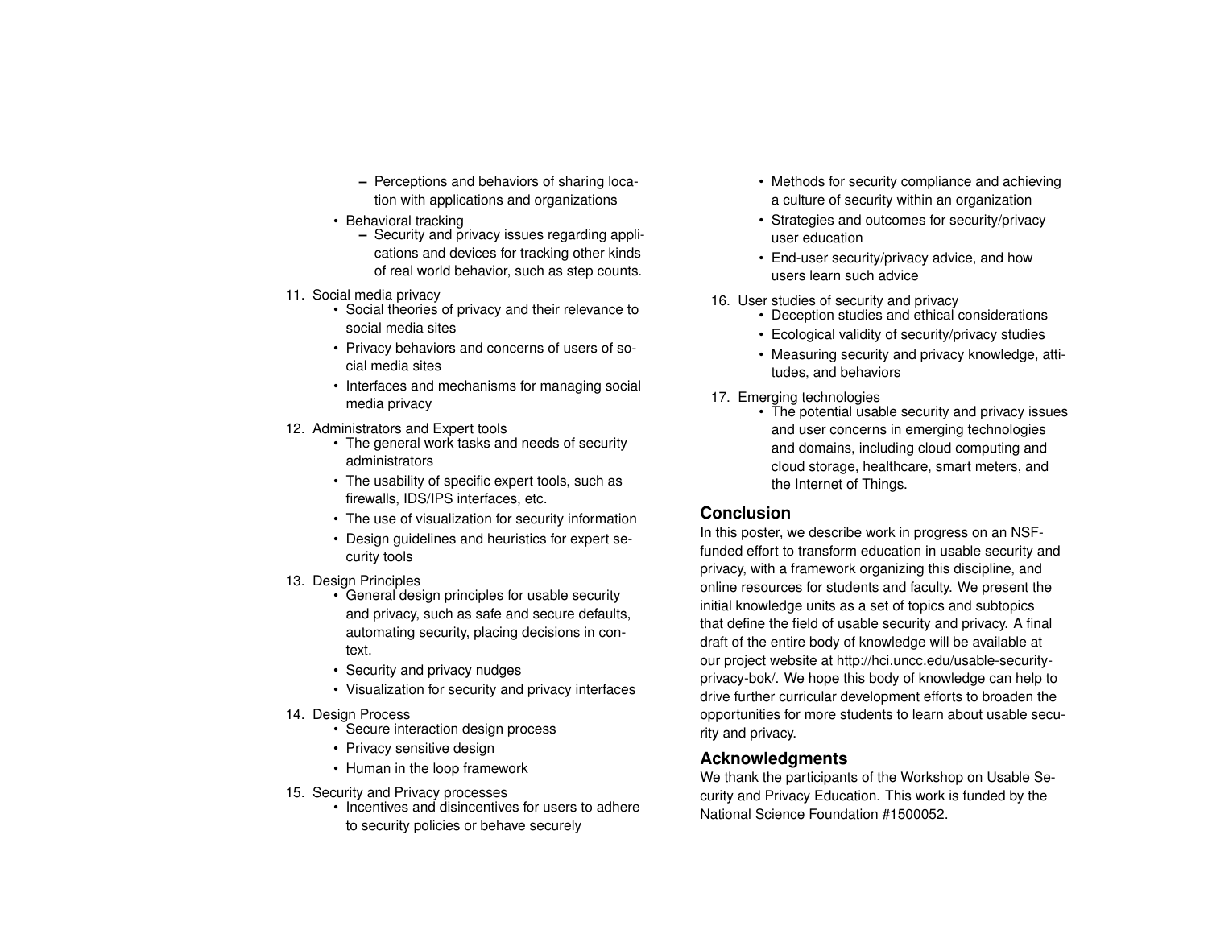- Perceptions and behaviors of sharing location with applications and organizations
- Behavioral tracking
   - Security and privacy issues regarding applications and devices for tracking other kinds of real world behavior, such as step counts.

11. Social media privacy
    - Social theories of privacy and their relevance to social media sites
    - Privacy behaviors and concerns of users of social media sites
    - Interfaces and mechanisms for managing social media privacy
12. Administrators and Expert tools
    - The general work tasks and needs of security administrators
    - The usability of specific expert tools, such as firewalls, IDS/IPS interfaces, etc.
    - The use of visualization for security information
    - Design guidelines and heuristics for expert security tools
13. Design Principles
    - General design principles for usable security and privacy, such as safe and secure defaults, automating security, placing decisions in context.
    - Security and privacy nudges
    - Visualization for security and privacy interfaces
14. Design Process
    - Secure interaction design process
    - Privacy sensitive design
    - Human in the loop framework
15. Security and Privacy processes
    - Incentives and disincentives for users to adhere to security policies or behave securely
    - Methods for security compliance and achieving a culture of security within an organization
    - Strategies and outcomes for security/privacy user education
    - End-user security/privacy advice, and how users learn such advice
16. User studies of security and privacy
    - Deception studies and ethical considerations
    - Ecological validity of security/privacy studies
    - Measuring security and privacy knowledge, attitudes, and behaviors
17. Emerging technologies
    - The potential usable security and privacy issues and user concerns in emerging technologies and domains, including cloud computing and cloud storage, healthcare, smart meters, and the Internet of Things.

## Conclusion

In this poster, we describe work in progress on an NSF-funded effort to transform education in usable security and privacy, with a framework organizing this discipline, and online resources for students and faculty. We present the initial knowledge units as a set of topics and subtopics that define the field of usable security and privacy. A final draft of the entire body of knowledge will be available at our project website at http://hci.uncc.edu/usable-security-privacy-bok/. We hope this body of knowledge can help to drive further curricular development efforts to broaden the opportunities for more students to learn about usable security and privacy.

## Acknowledgments

We thank the participants of the Workshop on Usable Security and Privacy Education. This work is funded by the National Science Foundation #1500052.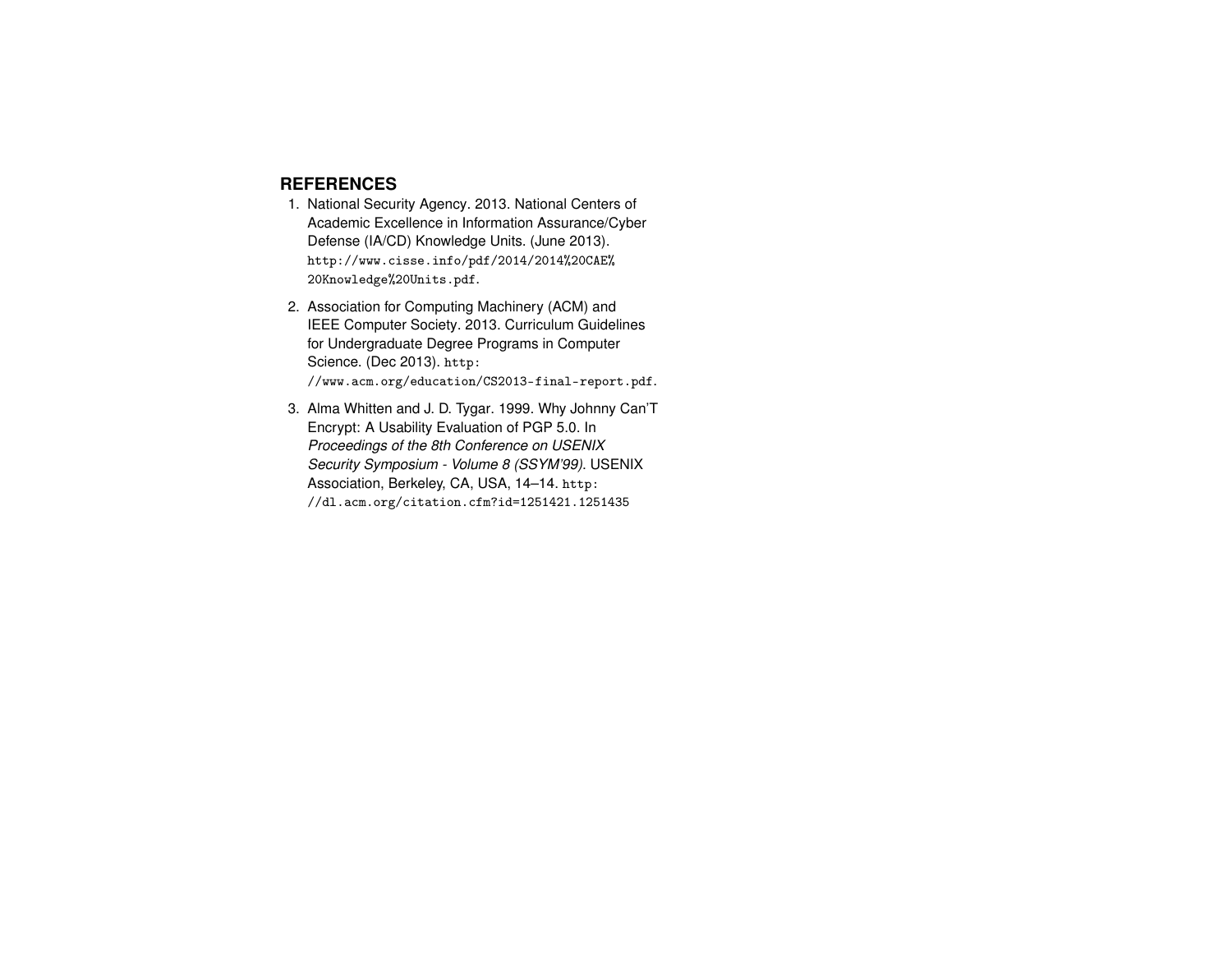## REFERENCES

1. National Security Agency. 2013. National Centers of Academic Excellence in Information Assurance/Cyber Defense (IA/CD) Knowledge Units. (June 2013). http://www.cisse.info/pdf/2014/2014%20CAE%20Knowledge%20Units.pdf.

2. Association for Computing Machinery (ACM) and IEEE Computer Society. 2013. Curriculum Guidelines for Undergraduate Degree Programs in Computer Science. (Dec 2013). http://www.acm.org/education/CS2013-final-report.pdf.

3. Alma Whitten and J. D. Tygar. 1999. Why Johnny Can'T Encrypt: A Usability Evaluation of PGP 5.0. In *Proceedings of the 8th Conference on USENIX Security Symposium - Volume 8 (SSYM'99)*. USENIX Association, Berkeley, CA, USA, 14–14. http://dl.acm.org/citation.cfm?id=1251421.1251435